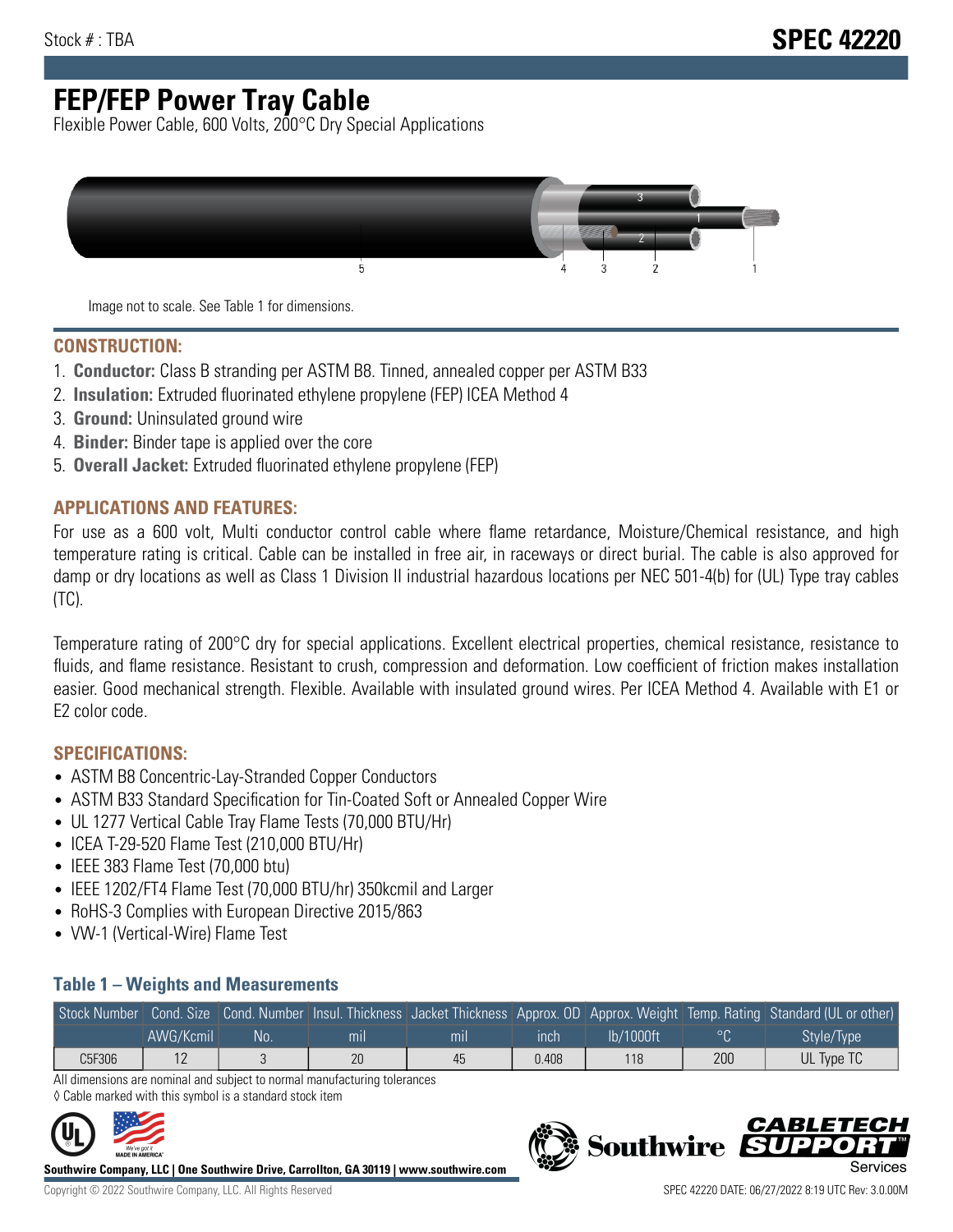Stock # : TBA

# SPEC 42220

# FEP/FEP Power Tray Cable

Flexible Power Cable, 600 Volts, 200°C Dry Special Applications

Image not to scale. See Table 1 for dimensions.

## CONSTRUCTION:

1. **Conductor:** Class B stranding per ASTM B8. Tinned, annealed copper per ASTM B33
2. **Insulation:** Extruded fluorinated ethylene propylene (FEP) ICEA Method 4
3. **Ground:** Uninsulated ground wire
4. **Binder:** Binder tape is applied over the core
5. **Overall Jacket:** Extruded fluorinated ethylene propylene (FEP)

## APPLICATIONS AND FEATURES:

For use as a 600 volt, Multi conductor control cable where flame retardance, Moisture/Chemical resistance, and high temperature rating is critical. Cable can be installed in free air, in raceways or direct burial. The cable is also approved for damp or dry locations as well as Class 1 Division II industrial hazardous locations per NEC 501-4(b) for (UL) Type tray cables (TC).

Temperature rating of 200°C dry for special applications. Excellent electrical properties, chemical resistance, resistance to fluids, and flame resistance. Resistant to crush, compression and deformation. Low coefficient of friction makes installation easier. Good mechanical strength. Flexible. Available with insulated ground wires. Per ICEA Method 4. Available with E1 or E2 color code.

## SPECIFICATIONS:

- ASTM B8 Concentric-Lay-Stranded Copper Conductors
- ASTM B33 Standard Specification for Tin-Coated Soft or Annealed Copper Wire
- UL 1277 Vertical Cable Tray Flame Tests (70,000 BTU/Hr)
- ICEA T-29-520 Flame Test (210,000 BTU/Hr)
- IEEE 383 Flame Test (70,000 btu)
- IEEE 1202/FT4 Flame Test (70,000 BTU/hr) 350kcmil and Larger
- RoHS-3 Complies with European Directive 2015/863
- VW-1 (Vertical-Wire) Flame Test

### Table 1 – Weights and Measurements

| Stock Number | Cond. Size | Cond. Number | Insul. Thickness | Jacket Thickness | Approx. OD | Approx. Weight | Temp. Rating | Standard (UL or other) |
|---|---|---|---|---|---|---|---|---|
| | AWG/Kcmil | No. | mil | mil | inch | lb/1000ft | °C | Style/Type |
| C5F306 | 12 | 3 | 20 | 45 | 0.408 | 118 | 200 | UL Type TC |

All dimensions are nominal and subject to normal manufacturing tolerances

◊ Cable marked with this symbol is a standard stock item

**Southwire Company, LLC | One Southwire Drive, Carrollton, GA 30119 | www.southwire.com**

Copyright © 2022 Southwire Company, LLC. All Rights Reserved

SPEC 42220 DATE: 06/27/2022 8:19 UTC Rev: 3.0.00M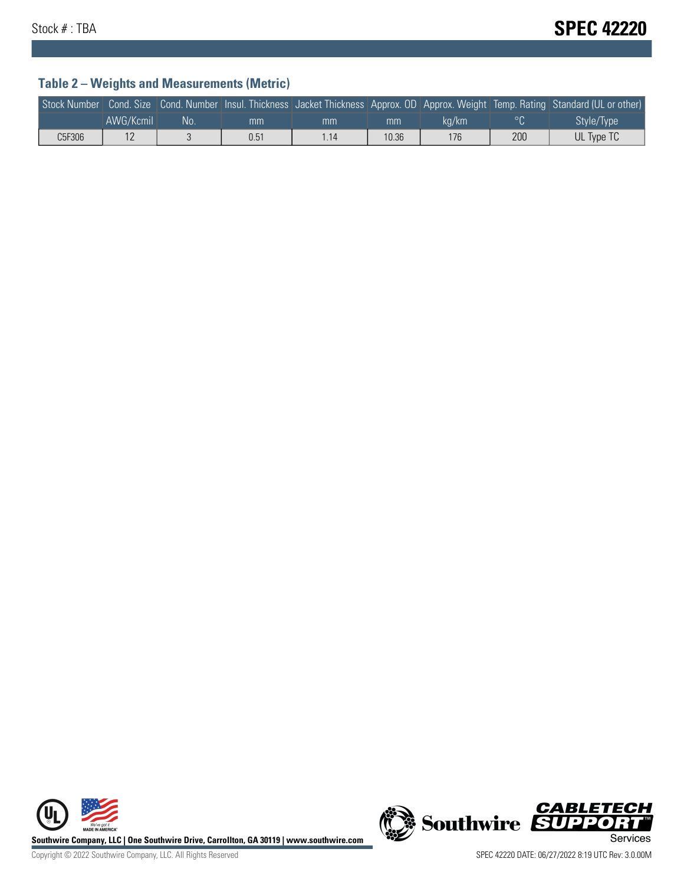## Table 2 – Weights and Measurements (Metric)

| Stock Number | Cond. Size | Cond. Number | Insul. Thickness | Jacket Thickness | Approx. OD | Approx. Weight | Temp. Rating | Standard (UL or other) |
|---|---|---|---|---|---|---|---|---|
| | AWG/Kcmil | No. | mm | mm | mm | kg/km | °C | Style/Type |
| C5F306 | 12 | 3 | 0.51 | 1.14 | 10.36 | 176 | 200 | UL Type TC |

Southwire Company, LLC | One Southwire Drive, Carrollton, GA 30119 | www.southwire.com

Copyright © 2022 Southwire Company, LLC. All Rights Reserved